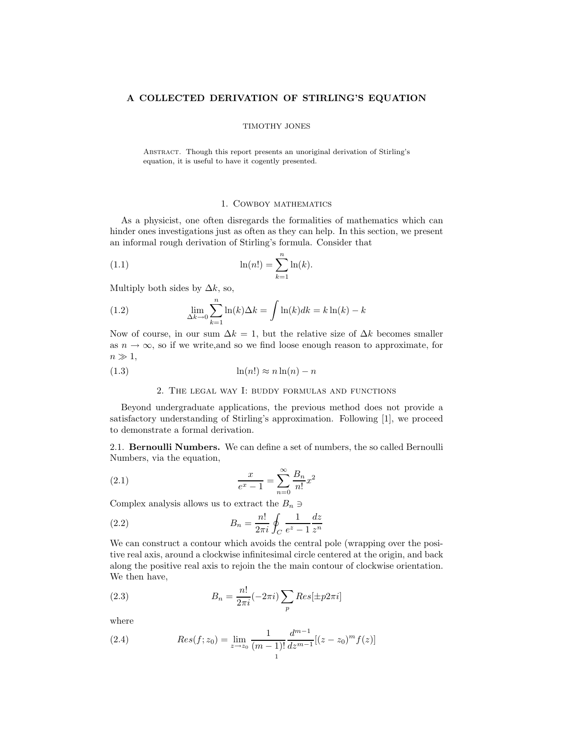# A COLLECTED DERIVATION OF STIRLING'S EQUATION

TIMOTHY JONES

Abstract. Though this report presents an unoriginal derivation of Stirling's equation, it is useful to have it cogently presented.

## 1. Cowboy mathematics

As a physicist, one often disregards the formalities of mathematics which can hinder ones investigations just as often as they can help. In this section, we present an informal rough derivation of Stirling's formula. Consider that

$$\ln(n!) = \sum_{k=1}^{n} \ln(k). \tag{1.1}$$

Multiply both sides by $\Delta k$, so,

$$\lim_{\Delta k \to 0} \sum_{k=1}^{n} \ln(k)\Delta k = \int \ln(k)dk = k\ln(k) - k \tag{1.2}$$

Now of course, in our sum $\Delta k = 1$, but the relative size of $\Delta k$ becomes smaller as $n \to \infty$, so if we write,and so we find loose enough reason to approximate, for $n \gg 1$,

$$\ln(n!) \approx n\ln(n) - n \tag{1.3}$$

## 2. The legal way I: buddy formulas and functions

Beyond undergraduate applications, the previous method does not provide a satisfactory understanding of Stirling's approximation. Following [1], we proceed to demonstrate a formal derivation.

### 2.1. Bernoulli Numbers.

We can define a set of numbers, the so called Bernoulli Numbers, via the equation,

$$\frac{x}{e^x - 1} = \sum_{n=0}^{\infty} \frac{B_n}{n!} x^2 \tag{2.1}$$

Complex analysis allows us to extract the $B_n \ni$

$$B_n = \frac{n!}{2\pi i} \oint_C \frac{1}{e^z - 1} \frac{dz}{z^n} \tag{2.2}$$

We can construct a contour which avoids the central pole (wrapping over the positive real axis, around a clockwise infinitesimal circle centered at the origin, and back along the positive real axis to rejoin the the main contour of clockwise orientation. We then have,

$$B_n = \frac{n!}{2\pi i}(-2\pi i) \sum_p Res[\pm p 2\pi i] \tag{2.3}$$

where

$$Res(f; z_0) = \lim_{z \to z_0} \frac{1}{(m-1)!} \frac{d^{m-1}}{dz^{m-1}} [(z - z_0)^m f(z)] \tag{2.4}$$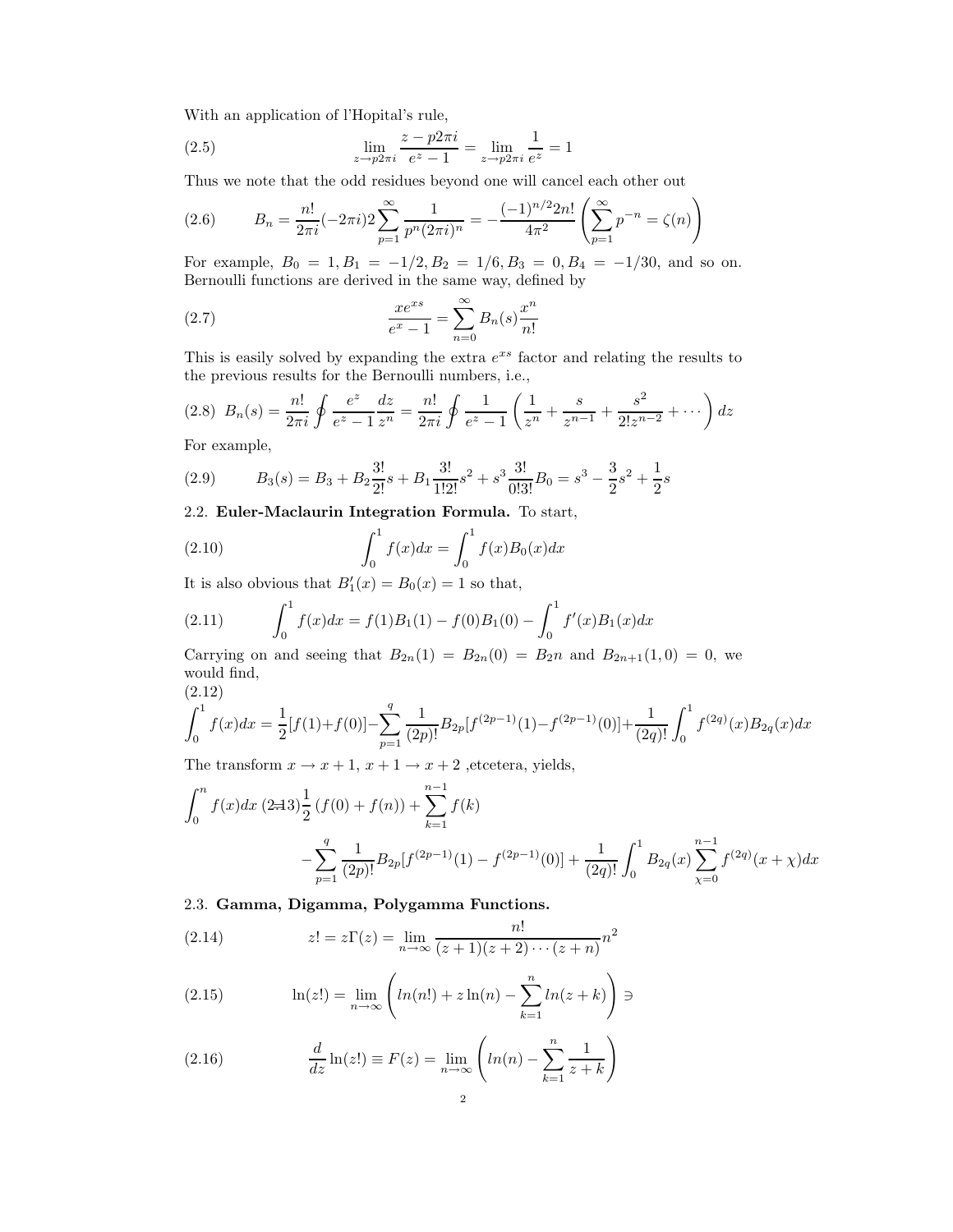With an application of l'Hopital's rule,

$$\lim_{z \to p2\pi i} \frac{z - p2\pi i}{e^z - 1} = \lim_{z \to p2\pi i} \frac{1}{e^z} = 1 \tag{2.5}$$

Thus we note that the odd residues beyond one will cancel each other out

$$B_n = \frac{n!}{2\pi i}(-2\pi i) 2 \sum_{p=1}^{\infty} \frac{1}{p^n (2\pi i)^n} = -\frac{(-1)^{n/2} 2n!}{4\pi^2} \left( \sum_{p=1}^{\infty} p^{-n} = \zeta(n) \right) \tag{2.6}$$

For example, $B_0 = 1, B_1 = -1/2, B_2 = 1/6, B_3 = 0, B_4 = -1/30$, and so on. Bernoulli functions are derived in the same way, defined by

$$\frac{x e^{xs}}{e^x - 1} = \sum_{n=0}^{\infty} B_n(s) \frac{x^n}{n!} \tag{2.7}$$

This is easily solved by expanding the extra $e^{xs}$ factor and relating the results to the previous results for the Bernoulli numbers, i.e.,

$$B_n(s) = \frac{n!}{2\pi i} \oint \frac{e^z}{e^z - 1} \frac{dz}{z^n} = \frac{n!}{2\pi i} \oint \frac{1}{e^z - 1} \left( \frac{1}{z^n} + \frac{s}{z^{n-1}} + \frac{s^2}{2! z^{n-2}} + \cdots \right) dz \tag{2.8}$$

For example,

$$B_3(s) = B_3 + B_2 \frac{3!}{2!} s + B_1 \frac{3!}{1!2!} s^2 + s^3 \frac{3!}{0!3!} B_0 = s^3 - \frac{3}{2} s^2 + \frac{1}{2} s \tag{2.9}$$

## 2.2. **Euler-Maclaurin Integration Formula.**

To start,

$$\int_0^1 f(x) dx = \int_0^1 f(x) B_0(x) dx \tag{2.10}$$

It is also obvious that $B_1'(x) = B_0(x) = 1$ so that,

$$\int_0^1 f(x) dx = f(1) B_1(1) - f(0) B_1(0) - \int_0^1 f'(x) B_1(x) dx \tag{2.11}$$

Carrying on and seeing that $B_{2n}(1) = B_{2n}(0) = B_2 n$ and $B_{2n+1}(1,0) = 0$, we would find,

$$\int_0^1 f(x)dx = \frac{1}{2}[f(1)+f(0)] - \sum_{p=1}^{q} \frac{1}{(2p)!} B_{2p} [f^{(2p-1)}(1) - f^{(2p-1)}(0)] + \frac{1}{(2q)!} \int_0^1 f^{(2q)}(x) B_{2q}(x) dx \tag{2.12}$$

The transform $x \to x+1$, $x+1 \to x+2$ ,etcetera, yields,

$$\int_0^n f(x) dx = \frac{1}{2}(f(0) + f(n)) + \sum_{k=1}^{n-1} f(k) - \sum_{p=1}^{q} \frac{1}{(2p)!} B_{2p} [f^{(2p-1)}(1) - f^{(2p-1)}(0)] + \frac{1}{(2q)!} \int_0^1 B_{2q}(x) \sum_{\chi=0}^{n-1} f^{(2q)}(x + \chi) dx \tag{2.13}$$

## 2.3. **Gamma, Digamma, Polygamma Functions.**

$$z! = z\Gamma(z) = \lim_{n \to \infty} \frac{n!}{(z+1)(z+2)\cdots(z+n)} n^2 \tag{2.14}$$

$$\ln(z!) = \lim_{n \to \infty} \left( ln(n!) + z \ln(n) - \sum_{k=1}^{n} ln(z+k) \right) \ni \tag{2.15}$$

$$\frac{d}{dz} \ln(z!) \equiv F(z) = \lim_{n \to \infty} \left( ln(n) - \sum_{k=1}^{n} \frac{1}{z+k} \right) \tag{2.16}$$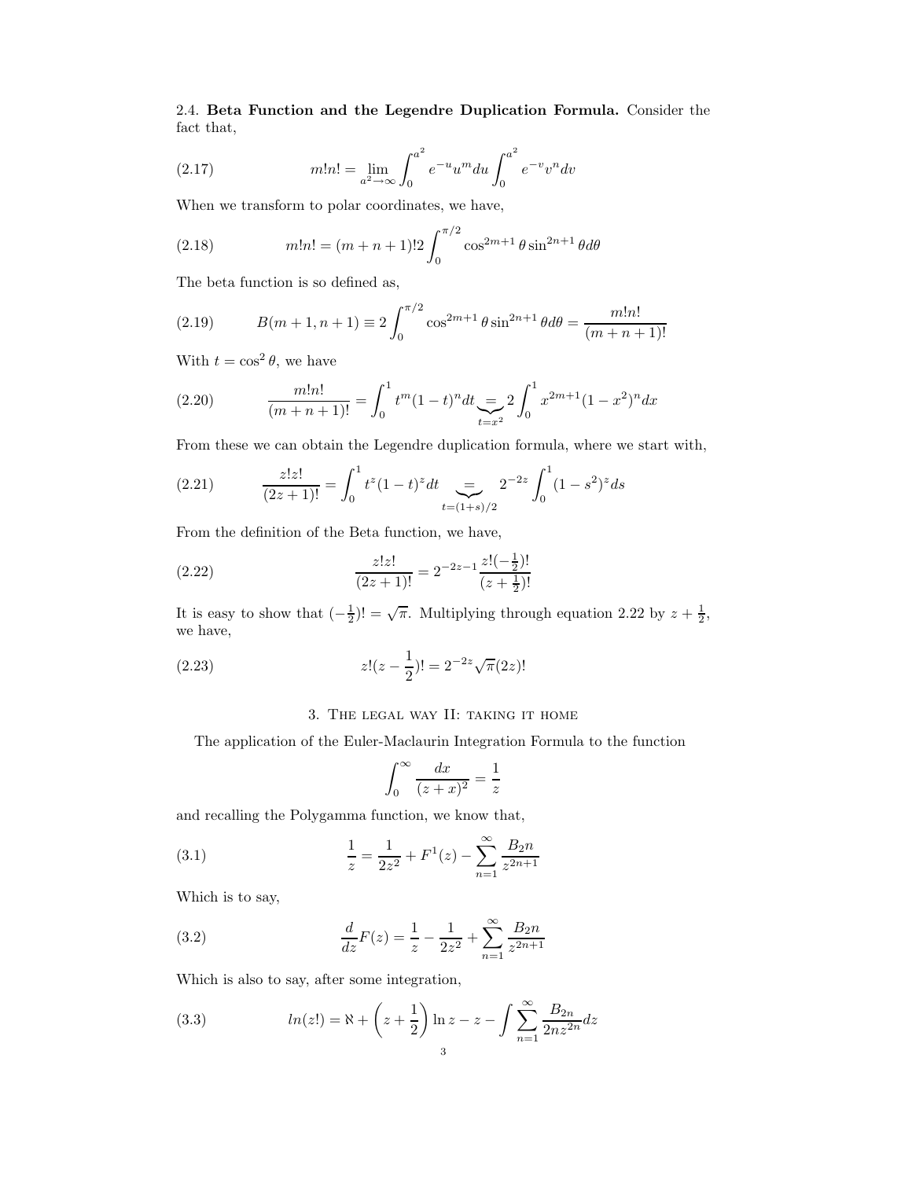2.4. **Beta Function and the Legendre Duplication Formula.** Consider the fact that,

$$m!n! = \lim_{a^2\to\infty}\int_0^{a^2} e^{-u}u^m du \int_0^{a^2} e^{-v}v^n dv \tag{2.17}$$

When we transform to polar coordinates, we have,

$$m!n! = (m+n+1)!2\int_0^{\pi/2}\cos^{2m+1}\theta\sin^{2n+1}\theta d\theta \tag{2.18}$$

The beta function is so defined as,

$$B(m+1,n+1) \equiv 2\int_0^{\pi/2}\cos^{2m+1}\theta\sin^{2n+1}\theta d\theta = \frac{m!n!}{(m+n+1)!} \tag{2.19}$$

With $t = \cos^2\theta$, we have

$$\frac{m!n!}{(m+n+1)!} = \int_0^1 t^m(1-t)^n dt \underbrace{=}_{t=x^2} 2\int_0^1 x^{2m+1}(1-x^2)^n dx \tag{2.20}$$

From these we can obtain the Legendre duplication formula, where we start with,

$$\frac{z!z!}{(2z+1)!} = \int_0^1 t^z(1-t)^z dt \underbrace{=}_{t=(1+s)/2} 2^{-2z}\int_0^1(1-s^2)^z ds \tag{2.21}$$

From the definition of the Beta function, we have,

$$\frac{z!z!}{(2z+1)!} = 2^{-2z-1}\frac{z!(-\frac{1}{2})!}{(z+\frac{1}{2})!} \tag{2.22}$$

It is easy to show that $(-\frac{1}{2})! = \sqrt{\pi}$. Multiplying through equation 2.22 by $z+\frac{1}{2}$, we have,

$$z!(z-\frac{1}{2})! = 2^{-2z}\sqrt{\pi}(2z)! \tag{2.23}$$

## 3. The legal way II: taking it home

The application of the Euler-Maclaurin Integration Formula to the function

$$\int_0^\infty \frac{dx}{(z+x)^2} = \frac{1}{z}$$

and recalling the Polygamma function, we know that,

$$\frac{1}{z} = \frac{1}{2z^2} + F^1(z) - \sum_{n=1}^{\infty}\frac{B_2 n}{z^{2n+1}} \tag{3.1}$$

Which is to say,

$$\frac{d}{dz}F(z) = \frac{1}{z} - \frac{1}{2z^2} + \sum_{n=1}^{\infty}\frac{B_2 n}{z^{2n+1}} \tag{3.2}$$

Which is also to say, after some integration,

$$ln(z!) = \aleph + \left(z+\frac{1}{2}\right)\ln z - z - \int\sum_{n=1}^{\infty}\frac{B_{2n}}{2nz^{2n}}dz \tag{3.3}$$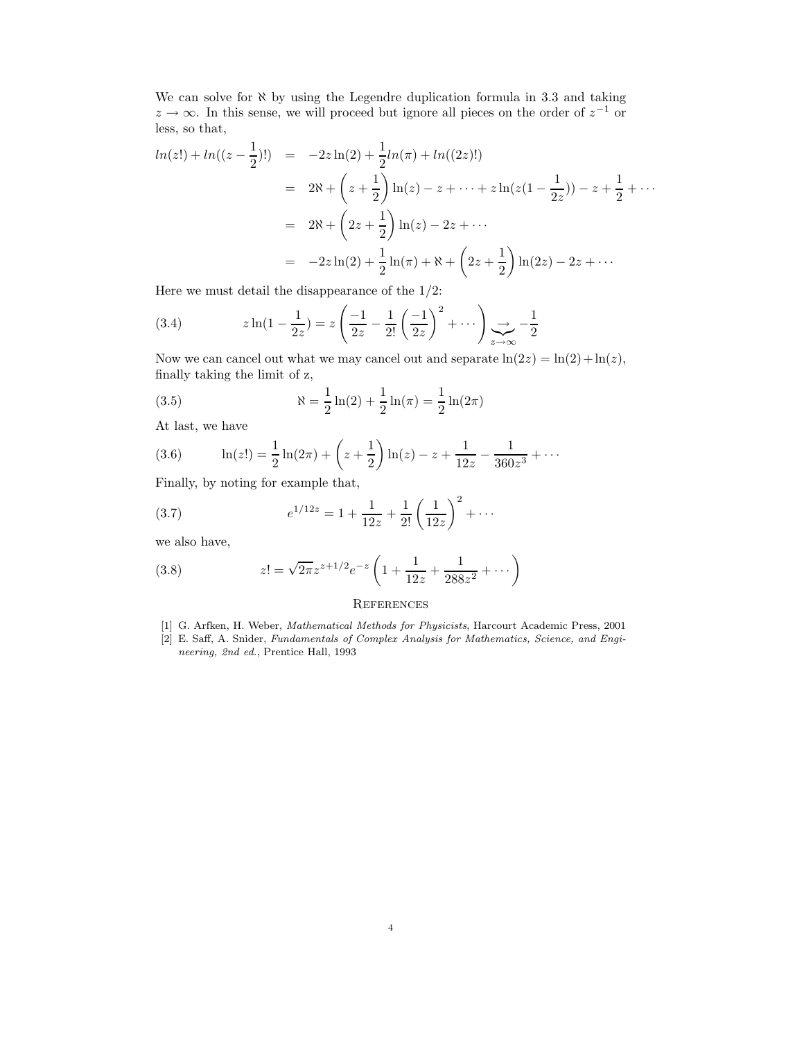We can solve for $\aleph$ by using the Legendre duplication formula in 3.3 and taking $z \to \infty$. In this sense, we will proceed but ignore all pieces on the order of $z^{-1}$ or less, so that,

$$
\begin{aligned}
ln(z!) + ln((z - \frac{1}{2})!) &= -2z\ln(2) + \frac{1}{2}ln(\pi) + ln((2z)!) \\
&= 2\aleph + \left(z + \frac{1}{2}\right)\ln(z) - z + \cdots + z\ln(z(1 - \frac{1}{2z})) - z + \frac{1}{2} + \cdots \\
&= 2\aleph + \left(2z + \frac{1}{2}\right)\ln(z) - 2z + \cdots \\
&= -2z\ln(2) + \frac{1}{2}\ln(\pi) + \aleph + \left(2z + \frac{1}{2}\right)\ln(2z) - 2z + \cdots
\end{aligned}
$$

Here we must detail the disappearance of the 1/2:

$$
z\ln(1 - \frac{1}{2z}) = z\left(\frac{-1}{2z} - \frac{1}{2!}\left(\frac{-1}{2z}\right)^2 + \cdots\right) \underbrace{\to}_{z \to \infty} -\frac{1}{2} \tag{3.4}
$$

Now we can cancel out what we may cancel out and separate $\ln(2z) = \ln(2) + \ln(z)$, finally taking the limit of z,

$$
\aleph = \frac{1}{2}\ln(2) + \frac{1}{2}\ln(\pi) = \frac{1}{2}\ln(2\pi) \tag{3.5}
$$

At last, we have

$$
\ln(z!) = \frac{1}{2}\ln(2\pi) + \left(z + \frac{1}{2}\right)\ln(z) - z + \frac{1}{12z} - \frac{1}{360z^3} + \cdots \tag{3.6}
$$

Finally, by noting for example that,

$$
e^{1/12z} = 1 + \frac{1}{12z} + \frac{1}{2!}\left(\frac{1}{12z}\right)^2 + \cdots \tag{3.7}
$$

we also have,

$$
z! = \sqrt{2\pi}z^{z+1/2}e^{-z}\left(1 + \frac{1}{12z} + \frac{1}{288z^2} + \cdots\right) \tag{3.8}
$$

## References

[1] G. Arfken, H. Weber, *Mathematical Methods for Physicists*, Harcourt Academic Press, 2001

[2] E. Saff, A. Snider, *Fundamentals of Complex Analysis for Mathematics, Science, and Engineering, 2nd ed.*, Prentice Hall, 1993